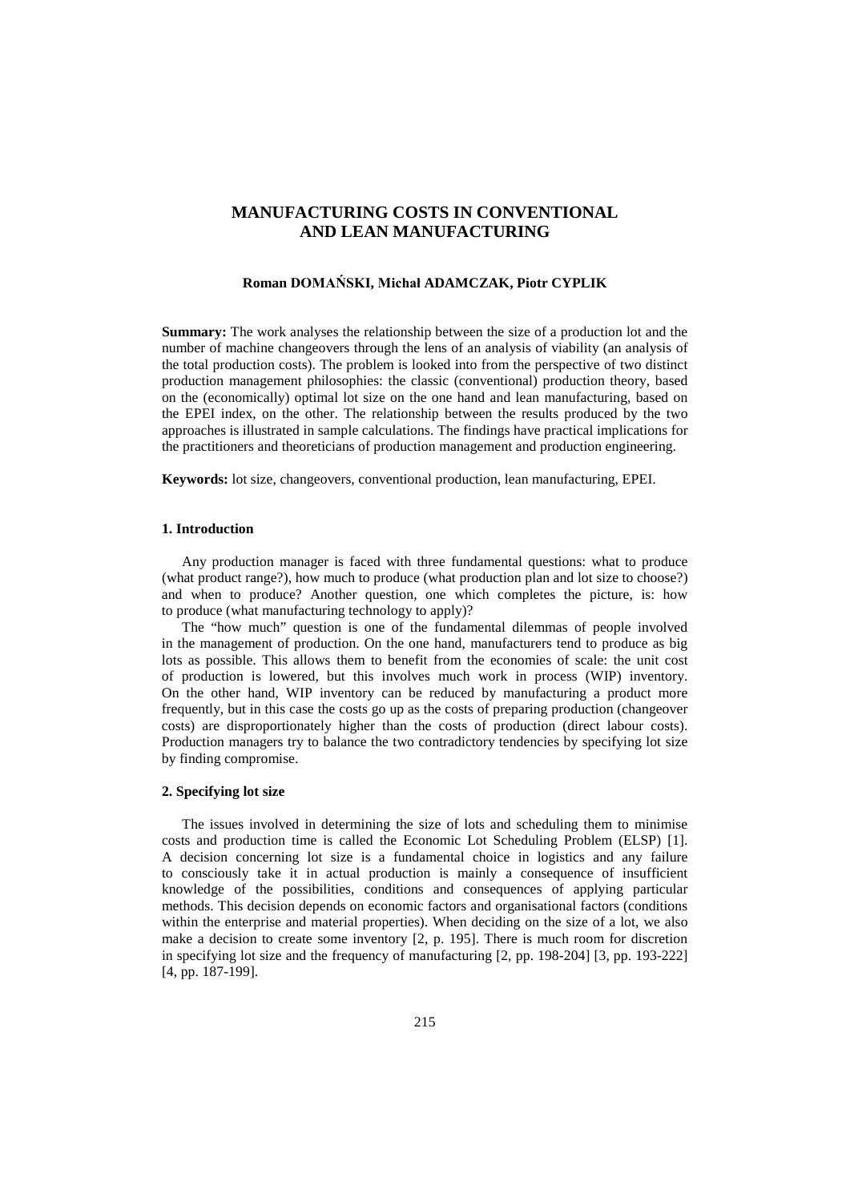# MANUFACTURING COSTS IN CONVENTIONAL AND LEAN MANUFACTURING

**Roman DOMAŃSKI, Michał ADAMCZAK, Piotr CYPLIK**

**Summary:** The work analyses the relationship between the size of a production lot and the number of machine changeovers through the lens of an analysis of viability (an analysis of the total production costs). The problem is looked into from the perspective of two distinct production management philosophies: the classic (conventional) production theory, based on the (economically) optimal lot size on the one hand and lean manufacturing, based on the EPEI index, on the other. The relationship between the results produced by the two approaches is illustrated in sample calculations. The findings have practical implications for the practitioners and theoreticians of production management and production engineering.

**Keywords:** lot size, changeovers, conventional production, lean manufacturing, EPEI.

## 1. Introduction

Any production manager is faced with three fundamental questions: what to produce (what product range?), how much to produce (what production plan and lot size to choose?) and when to produce? Another question, one which completes the picture, is: how to produce (what manufacturing technology to apply)?

The "how much" question is one of the fundamental dilemmas of people involved in the management of production. On the one hand, manufacturers tend to produce as big lots as possible. This allows them to benefit from the economies of scale: the unit cost of production is lowered, but this involves much work in process (WIP) inventory. On the other hand, WIP inventory can be reduced by manufacturing a product more frequently, but in this case the costs go up as the costs of preparing production (changeover costs) are disproportionately higher than the costs of production (direct labour costs). Production managers try to balance the two contradictory tendencies by specifying lot size by finding compromise.

## 2. Specifying lot size

The issues involved in determining the size of lots and scheduling them to minimise costs and production time is called the Economic Lot Scheduling Problem (ELSP) [1]. A decision concerning lot size is a fundamental choice in logistics and any failure to consciously take it in actual production is mainly a consequence of insufficient knowledge of the possibilities, conditions and consequences of applying particular methods. This decision depends on economic factors and organisational factors (conditions within the enterprise and material properties). When deciding on the size of a lot, we also make a decision to create some inventory [2, p. 195]. There is much room for discretion in specifying lot size and the frequency of manufacturing [2, pp. 198-204] [3, pp. 193-222] [4, pp. 187-199].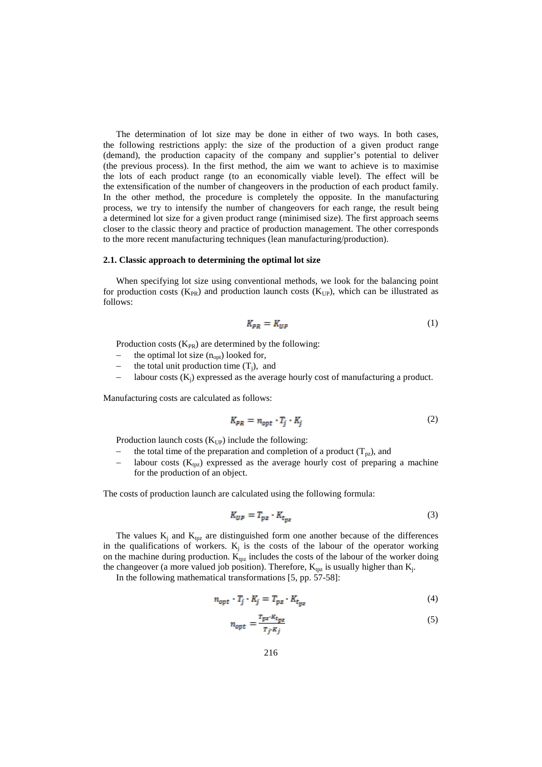The determination of lot size may be done in either of two ways. In both cases, the following restrictions apply: the size of the production of a given product range (demand), the production capacity of the company and supplier's potential to deliver (the previous process). In the first method, the aim we want to achieve is to maximise the lots of each product range (to an economically viable level). The effect will be the extensification of the number of changeovers in the production of each product family. In the other method, the procedure is completely the opposite. In the manufacturing process, we try to intensify the number of changeovers for each range, the result being a determined lot size for a given product range (minimised size). The first approach seems closer to the classic theory and practice of production management. The other corresponds to the more recent manufacturing techniques (lean manufacturing/production).

### 2.1. Classic approach to determining the optimal lot size

When specifying lot size using conventional methods, we look for the balancing point for production costs ($K_{PR}$) and production launch costs ($K_{UP}$), which can be illustrated as follows:

$$K_{PR} = K_{UP} \tag{1}$$

Production costs ($K_{PR}$) are determined by the following:

- the optimal lot size ($n_{opt}$) looked for,
- the total unit production time ($T_j$), and
- labour costs ($K_j$) expressed as the average hourly cost of manufacturing a product.

Manufacturing costs are calculated as follows:

$$K_{PR} = n_{opt} \cdot T_j \cdot K_j \tag{2}$$

Production launch costs ($K_{UP}$) include the following:

- the total time of the preparation and completion of a product ($T_{pz}$), and
- labour costs ($K_{tpz}$) expressed as the average hourly cost of preparing a machine for the production of an object.

The costs of production launch are calculated using the following formula:

$$K_{UP} = T_{pz} \cdot K_{t_{pz}} \tag{3}$$

The values $K_j$ and $K_{tpz}$ are distinguished form one another because of the differences in the qualifications of workers. $K_j$ is the costs of the labour of the operator working on the machine during production. $K_{tpz}$ includes the costs of the labour of the worker doing the changeover (a more valued job position). Therefore, $K_{tpz}$ is usually higher than $K_j$.

In the following mathematical transformations [5, pp. 57-58]:

$$n_{opt} \cdot T_j \cdot K_j = T_{pz} \cdot K_{t_{pz}} \tag{4}$$

$$n_{opt} = \frac{T_{pz} \cdot K_{t_{pz}}}{T_j \cdot K_j} \tag{5}$$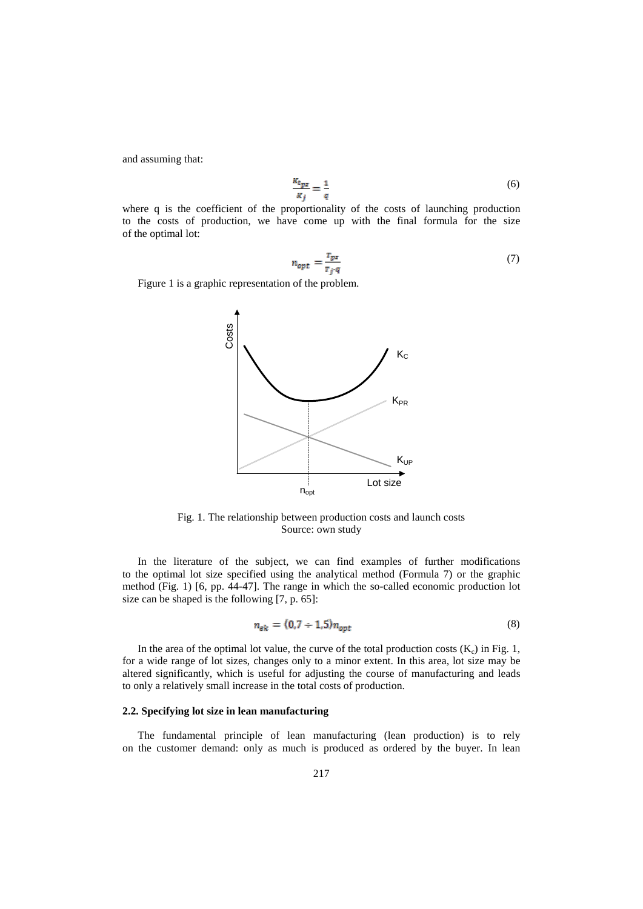and assuming that:

$$\frac{K_{t_{pz}}}{K_j} = \frac{1}{q} \tag{6}$$

where q is the coefficient of the proportionality of the costs of launching production to the costs of production, we have come up with the final formula for the size of the optimal lot:

$$n_{opt} = \frac{T_{pz}}{T_j \cdot q} \tag{7}$$

Figure 1 is a graphic representation of the problem.

Fig. 1. The relationship between production costs and launch costs
Source: own study

In the literature of the subject, we can find examples of further modifications to the optimal lot size specified using the analytical method (Formula 7) or the graphic method (Fig. 1) [6, pp. 44-47]. The range in which the so-called economic production lot size can be shaped is the following [7, p. 65]:

$$n_{ek} = (0{,}7 \div 1{,}5) n_{opt} \tag{8}$$

In the area of the optimal lot value, the curve of the total production costs ($K_c$) in Fig. 1, for a wide range of lot sizes, changes only to a minor extent. In this area, lot size may be altered significantly, which is useful for adjusting the course of manufacturing and leads to only a relatively small increase in the total costs of production.

### 2.2. Specifying lot size in lean manufacturing

The fundamental principle of lean manufacturing (lean production) is to rely on the customer demand: only as much is produced as ordered by the buyer. In lean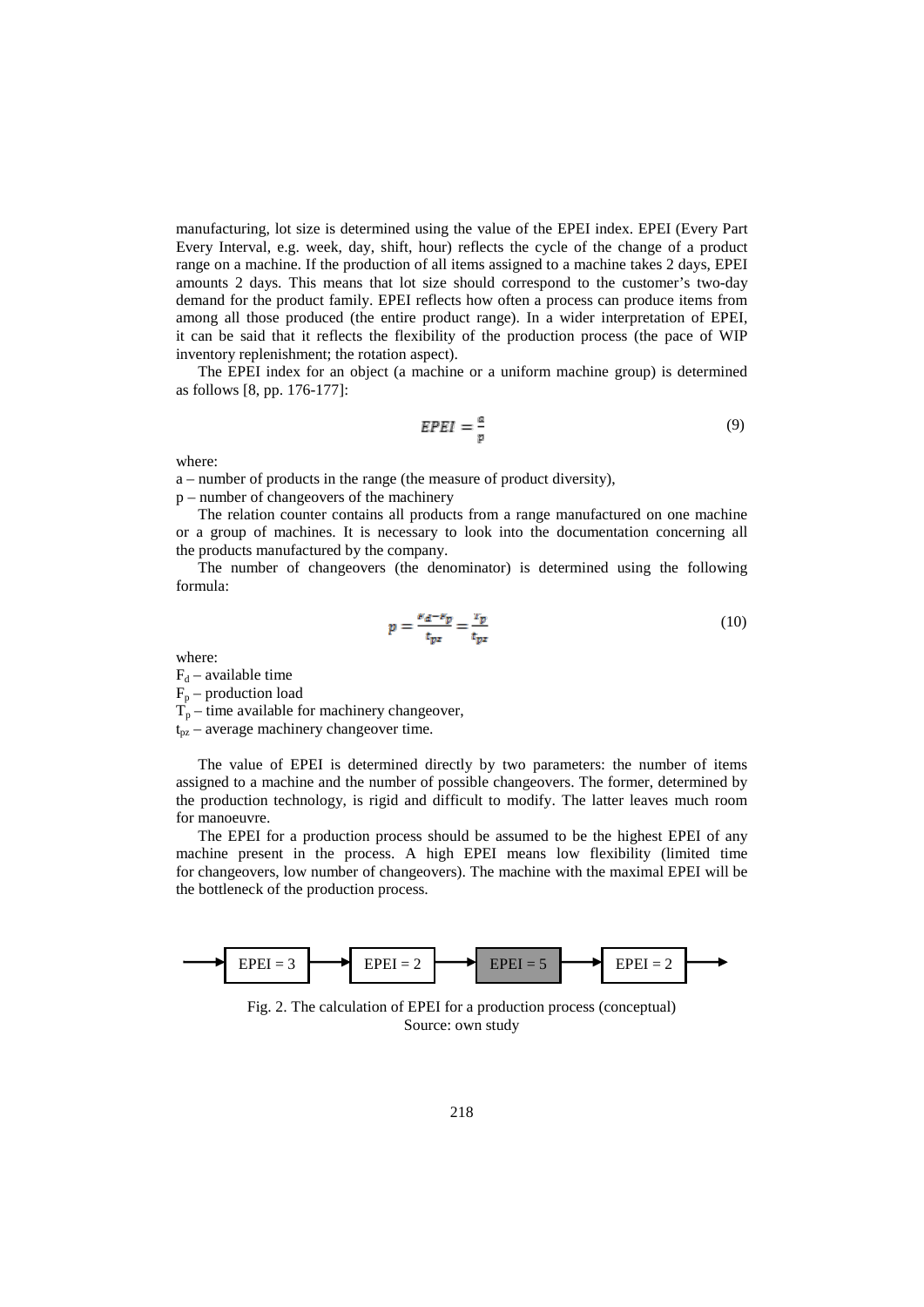manufacturing, lot size is determined using the value of the EPEI index. EPEI (Every Part Every Interval, e.g. week, day, shift, hour) reflects the cycle of the change of a product range on a machine. If the production of all items assigned to a machine takes 2 days, EPEI amounts 2 days. This means that lot size should correspond to the customer's two-day demand for the product family. EPEI reflects how often a process can produce items from among all those produced (the entire product range). In a wider interpretation of EPEI, it can be said that it reflects the flexibility of the production process (the pace of WIP inventory replenishment; the rotation aspect).

The EPEI index for an object (a machine or a uniform machine group) is determined as follows [8, pp. 176-177]:

$$EPEI = \frac{a}{p} \tag{9}$$

where:

a – number of products in the range (the measure of product diversity),

p – number of changeovers of the machinery

The relation counter contains all products from a range manufactured on one machine or a group of machines. It is necessary to look into the documentation concerning all the products manufactured by the company.

The number of changeovers (the denominator) is determined using the following formula:

$$p = \frac{F_d - F_p}{t_{pz}} = \frac{T_p}{t_{pz}} \tag{10}$$

where:

$F_d$ – available time

$F_p$ – production load

$T_p$ – time available for machinery changeover,

$t_{pz}$ – average machinery changeover time.

The value of EPEI is determined directly by two parameters: the number of items assigned to a machine and the number of possible changeovers. The former, determined by the production technology, is rigid and difficult to modify. The latter leaves much room for manoeuvre.

The EPEI for a production process should be assumed to be the highest EPEI of any machine present in the process. A high EPEI means low flexibility (limited time for changeovers, low number of changeovers). The machine with the maximal EPEI will be the bottleneck of the production process.

→ EPEI = 3 → EPEI = 2 → EPEI = 5 → EPEI = 2 →

Fig. 2. The calculation of EPEI for a production process (conceptual)
Source: own study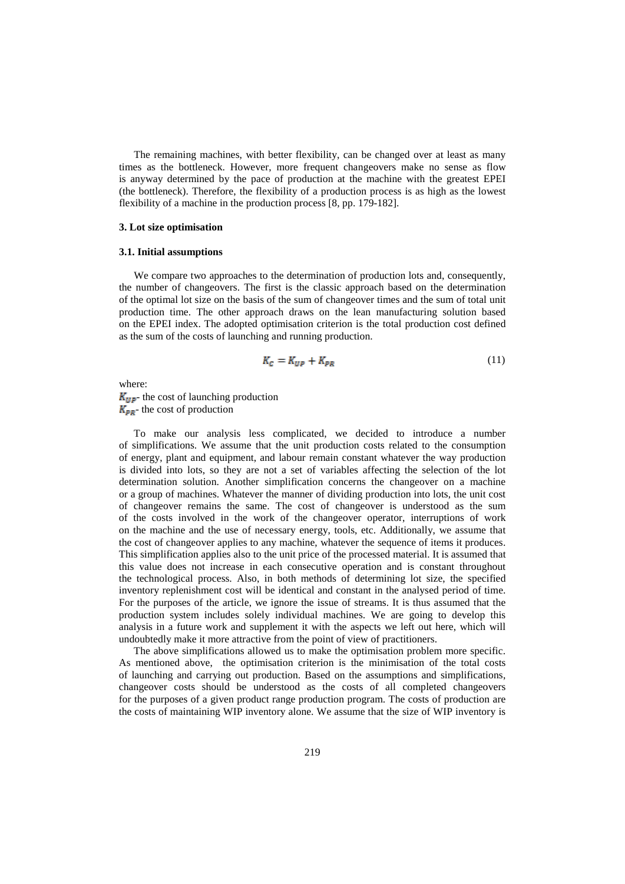The remaining machines, with better flexibility, can be changed over at least as many times as the bottleneck. However, more frequent changeovers make no sense as flow is anyway determined by the pace of production at the machine with the greatest EPEI (the bottleneck). Therefore, the flexibility of a production process is as high as the lowest flexibility of a machine in the production process [8, pp. 179-182].

### 3. Lot size optimisation

#### 3.1. Initial assumptions

We compare two approaches to the determination of production lots and, consequently, the number of changeovers. The first is the classic approach based on the determination of the optimal lot size on the basis of the sum of changeover times and the sum of total unit production time. The other approach draws on the lean manufacturing solution based on the EPEI index. The adopted optimisation criterion is the total production cost defined as the sum of the costs of launching and running production.

$$K_C = K_{UP} + K_{PR} \tag{11}$$

where:
$K_{UP}$- the cost of launching production
$K_{PR}$- the cost of production

To make our analysis less complicated, we decided to introduce a number of simplifications. We assume that the unit production costs related to the consumption of energy, plant and equipment, and labour remain constant whatever the way production is divided into lots, so they are not a set of variables affecting the selection of the lot determination solution. Another simplification concerns the changeover on a machine or a group of machines. Whatever the manner of dividing production into lots, the unit cost of changeover remains the same. The cost of changeover is understood as the sum of the costs involved in the work of the changeover operator, interruptions of work on the machine and the use of necessary energy, tools, etc. Additionally, we assume that the cost of changeover applies to any machine, whatever the sequence of items it produces. This simplification applies also to the unit price of the processed material. It is assumed that this value does not increase in each consecutive operation and is constant throughout the technological process. Also, in both methods of determining lot size, the specified inventory replenishment cost will be identical and constant in the analysed period of time. For the purposes of the article, we ignore the issue of streams. It is thus assumed that the production system includes solely individual machines. We are going to develop this analysis in a future work and supplement it with the aspects we left out here, which will undoubtedly make it more attractive from the point of view of practitioners.

The above simplifications allowed us to make the optimisation problem more specific. As mentioned above, the optimisation criterion is the minimisation of the total costs of launching and carrying out production. Based on the assumptions and simplifications, changeover costs should be understood as the costs of all completed changeovers for the purposes of a given product range production program. The costs of production are the costs of maintaining WIP inventory alone. We assume that the size of WIP inventory is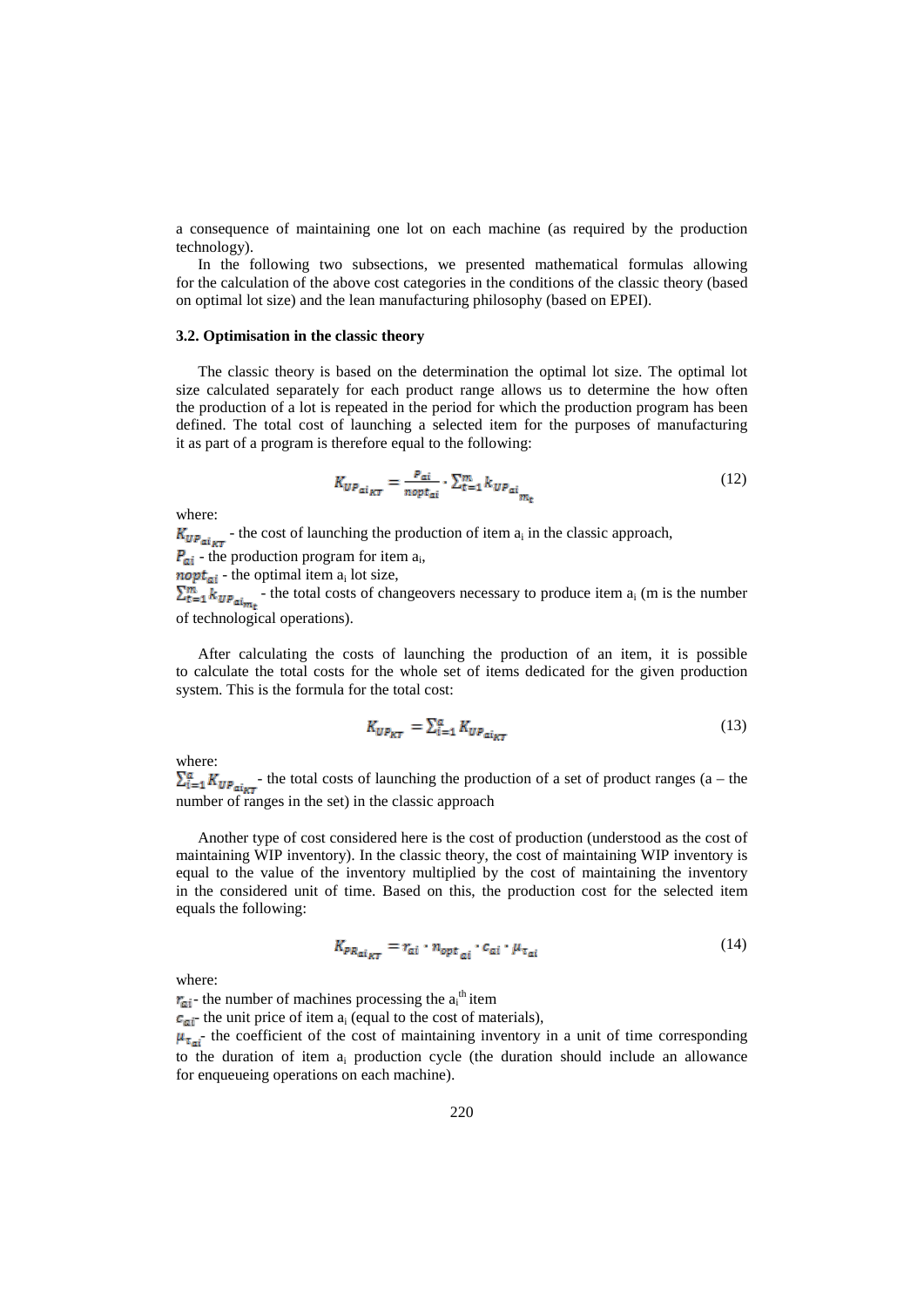a consequence of maintaining one lot on each machine (as required by the production technology).

In the following two subsections, we presented mathematical formulas allowing for the calculation of the above cost categories in the conditions of the classic theory (based on optimal lot size) and the lean manufacturing philosophy (based on EPEI).

### 3.2. Optimisation in the classic theory

The classic theory is based on the determination the optimal lot size. The optimal lot size calculated separately for each product range allows us to determine the how often the production of a lot is repeated in the period for which the production program has been defined. The total cost of launching a selected item for the purposes of manufacturing it as part of a program is therefore equal to the following:

$$K_{UP_{ai_{KT}}} = \frac{P_{ai}}{nopt_{ai}} \cdot \sum_{t=1}^{m} k_{UP_{ai_{m_t}}} \tag{12}$$

where:

$K_{UP_{ai_{KT}}}$ - the cost of launching the production of item $a_i$ in the classic approach,

$P_{ai}$ - the production program for item $a_i$,

$nopt_{ai}$ - the optimal item $a_i$ lot size,

$\sum_{t=1}^{m} k_{UP_{ai_{m_t}}}$ - the total costs of changeovers necessary to produce item $a_i$ (m is the number of technological operations).

After calculating the costs of launching the production of an item, it is possible to calculate the total costs for the whole set of items dedicated for the given production system. This is the formula for the total cost:

$$K_{UP_{KT}} = \sum_{i=1}^{a} K_{UP_{ai_{KT}}} \tag{13}$$

where:

$\sum_{i=1}^{a} K_{UP_{ai_{KT}}}$ - the total costs of launching the production of a set of product ranges (a – the number of ranges in the set) in the classic approach

Another type of cost considered here is the cost of production (understood as the cost of maintaining WIP inventory). In the classic theory, the cost of maintaining WIP inventory is equal to the value of the inventory multiplied by the cost of maintaining the inventory in the considered unit of time. Based on this, the production cost for the selected item equals the following:

$$K_{PR_{ai_{KT}}} = r_{ai} \cdot n_{opt_{ai}} \cdot c_{ai} \cdot \mu_{\tau_{ai}} \tag{14}$$

where:

$r_{ai}$ - the number of machines processing the $a_i^{th}$ item

$c_{ai}$ - the unit price of item $a_i$ (equal to the cost of materials),

$\mu_{\tau_{ai}}$ - the coefficient of the cost of maintaining inventory in a unit of time corresponding to the duration of item $a_i$ production cycle (the duration should include an allowance for enqueueing operations on each machine).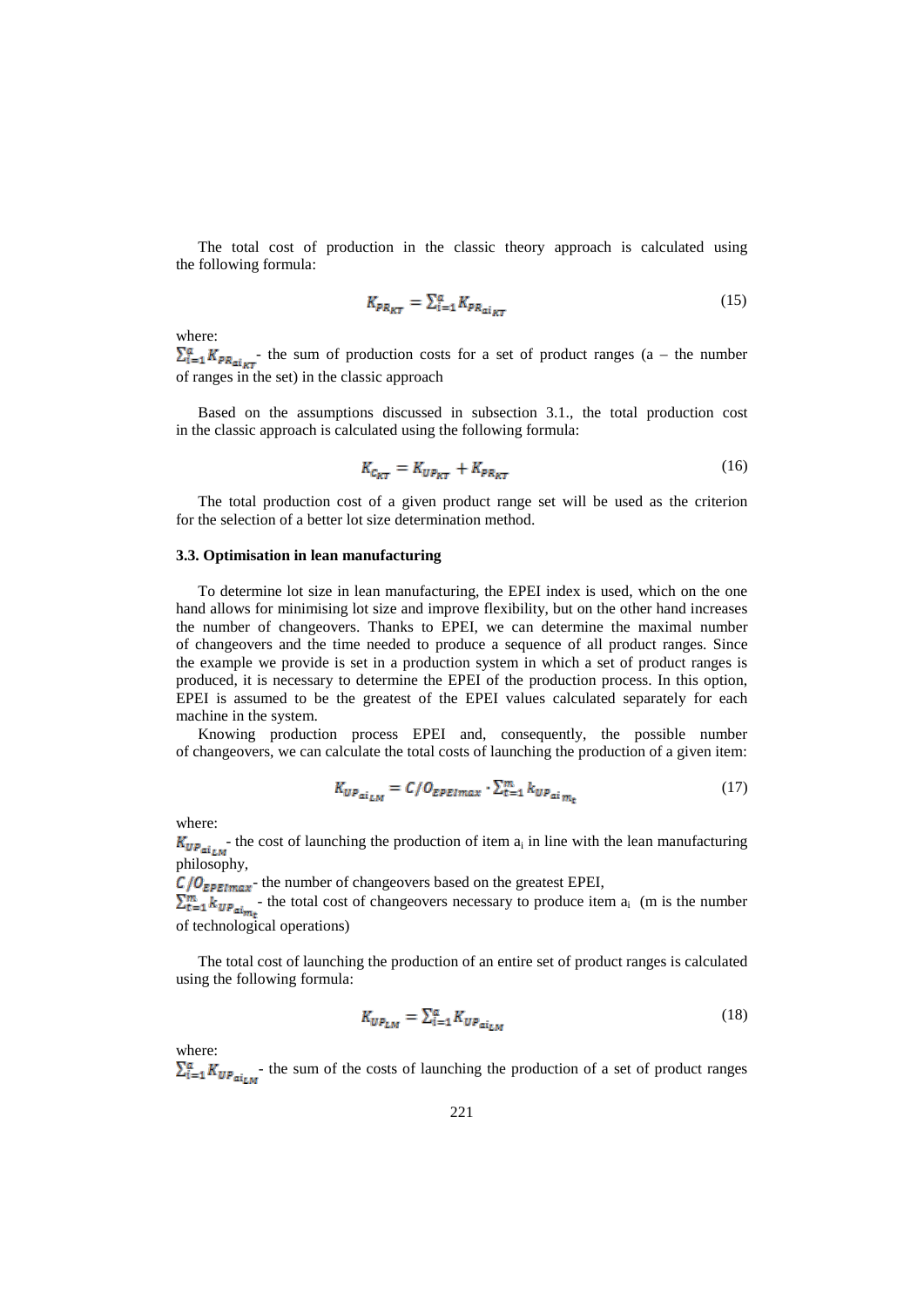The total cost of production in the classic theory approach is calculated using the following formula:

$$K_{PR_{KT}} = \sum_{i=1}^{a} K_{PR_{ai_{KT}}} \tag{15}$$

where:

$\sum_{i=1}^{a} K_{PR_{ai_{KT}}}$ - the sum of production costs for a set of product ranges (a – the number of ranges in the set) in the classic approach

Based on the assumptions discussed in subsection 3.1., the total production cost in the classic approach is calculated using the following formula:

$$K_{C_{KT}} = K_{UP_{KT}} + K_{PR_{KT}} \tag{16}$$

The total production cost of a given product range set will be used as the criterion for the selection of a better lot size determination method.

### 3.3. Optimisation in lean manufacturing

To determine lot size in lean manufacturing, the EPEI index is used, which on the one hand allows for minimising lot size and improve flexibility, but on the other hand increases the number of changeovers. Thanks to EPEI, we can determine the maximal number of changeovers and the time needed to produce a sequence of all product ranges. Since the example we provide is set in a production system in which a set of product ranges is produced, it is necessary to determine the EPEI of the production process. In this option, EPEI is assumed to be the greatest of the EPEI values calculated separately for each machine in the system.

Knowing production process EPEI and, consequently, the possible number of changeovers, we can calculate the total costs of launching the production of a given item:

$$K_{UP_{ai_{LM}}} = C/O_{EPEImax} \cdot \sum_{t=1}^{m} k_{UP_{ai_{m_t}}} \tag{17}$$

where:

$K_{UP_{ai_{LM}}}$ - the cost of launching the production of item $a_i$ in line with the lean manufacturing philosophy,

$C/O_{EPEImax}$ - the number of changeovers based on the greatest EPEI,

$\sum_{t=1}^{m} k_{UP_{ai_{m_t}}}$ - the total cost of changeovers necessary to produce item $a_i$ (m is the number of technological operations)

The total cost of launching the production of an entire set of product ranges is calculated using the following formula:

$$K_{UP_{LM}} = \sum_{i=1}^{a} K_{UP_{ai_{LM}}} \tag{18}$$

where:

$\sum_{i=1}^{a} K_{UP_{ai_{LM}}}$ - the sum of the costs of launching the production of a set of product ranges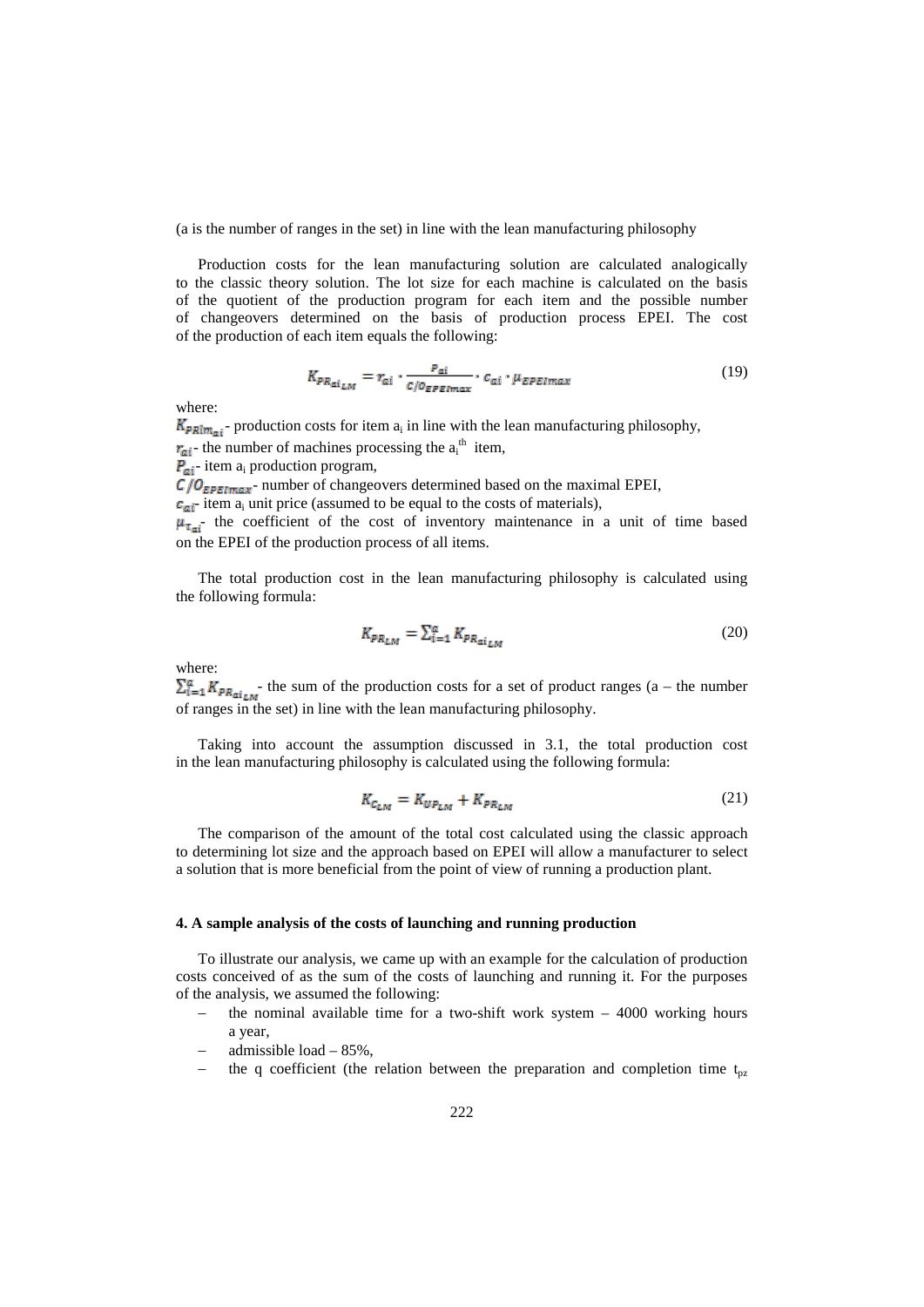(a is the number of ranges in the set) in line with the lean manufacturing philosophy

Production costs for the lean manufacturing solution are calculated analogically to the classic theory solution. The lot size for each machine is calculated on the basis of the quotient of the production program for each item and the possible number of changeovers determined on the basis of production process EPEI. The cost of the production of each item equals the following:

$$K_{PR_{ai_{LM}}} = r_{ai} \cdot \frac{P_{ai}}{C/O_{EPEImax}} \cdot c_{ai} \cdot \mu_{EPEImax} \tag{19}$$

where:

$K_{PRlm_{ai}}$ - production costs for item $a_i$ in line with the lean manufacturing philosophy,

$r_{ai}$ - the number of machines processing the $a_i^{th}$ item,

$P_{ai}$ - item $a_i$ production program,

$C/O_{EPEImax}$ - number of changeovers determined based on the maximal EPEI,

$c_{ai}$ - item $a_i$ unit price (assumed to be equal to the costs of materials),

$\mu_{\tau_{ai}}$ - the coefficient of the cost of inventory maintenance in a unit of time based on the EPEI of the production process of all items.

The total production cost in the lean manufacturing philosophy is calculated using the following formula:

$$K_{PR_{LM}} = \sum_{i=1}^{a} K_{PR_{ai_{LM}}} \tag{20}$$

where:

$\sum_{i=1}^{a} K_{PR_{ai_{LM}}}$ - the sum of the production costs for a set of product ranges (a – the number of ranges in the set) in line with the lean manufacturing philosophy.

Taking into account the assumption discussed in 3.1, the total production cost in the lean manufacturing philosophy is calculated using the following formula:

$$K_{C_{LM}} = K_{UP_{LM}} + K_{PR_{LM}} \tag{21}$$

The comparison of the amount of the total cost calculated using the classic approach to determining lot size and the approach based on EPEI will allow a manufacturer to select a solution that is more beneficial from the point of view of running a production plant.

## 4. A sample analysis of the costs of launching and running production

To illustrate our analysis, we came up with an example for the calculation of production costs conceived of as the sum of the costs of launching and running it. For the purposes of the analysis, we assumed the following:

- the nominal available time for a two-shift work system – 4000 working hours a year,
- admissible load – 85%,
- the q coefficient (the relation between the preparation and completion time $t_{pz}$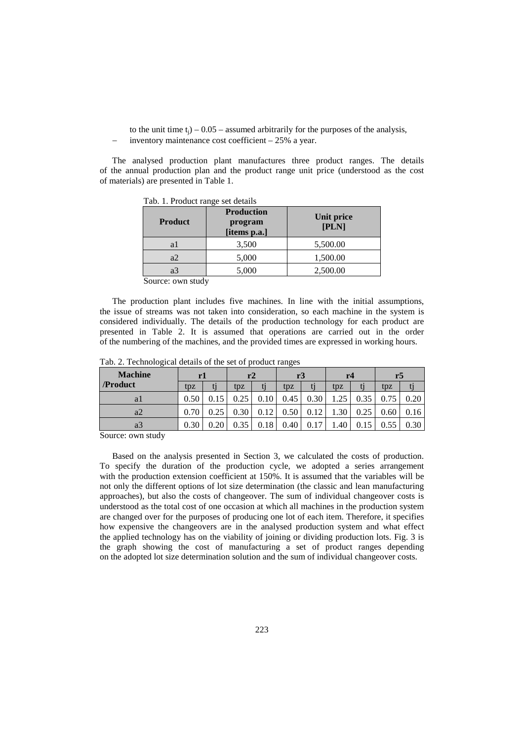to the unit time $t_j$) – 0.05 – assumed arbitrarily for the purposes of the analysis,

- inventory maintenance cost coefficient – 25% a year.

The analysed production plant manufactures three product ranges. The details of the annual production plan and the product range unit price (understood as the cost of materials) are presented in Table 1.

Tab. 1. Product range set details

| Product | Production program [items p.a.] | Unit price [PLN] |
|---|---|---|
| a1 | 3,500 | 5,500.00 |
| a2 | 5,000 | 1,500.00 |
| a3 | 5,000 | 2,500.00 |

Source: own study

The production plant includes five machines. In line with the initial assumptions, the issue of streams was not taken into consideration, so each machine in the system is considered individually. The details of the production technology for each product are presented in Table 2. It is assumed that operations are carried out in the order of the numbering of the machines, and the provided times are expressed in working hours.

Tab. 2. Technological details of the set of product ranges

| Machine /Product | r1 | | r2 | | r3 | | r4 | | r5 | |
|---|---|---|---|---|---|---|---|---|---|---|
| | tpz | tj | tpz | tj | tpz | tj | tpz | tj | tpz | tj |
| a1 | 0.50 | 0.15 | 0.25 | 0.10 | 0.45 | 0.30 | 1.25 | 0.35 | 0.75 | 0.20 |
| a2 | 0.70 | 0.25 | 0.30 | 0.12 | 0.50 | 0.12 | 1.30 | 0.25 | 0.60 | 0.16 |
| a3 | 0.30 | 0.20 | 0.35 | 0.18 | 0.40 | 0.17 | 1.40 | 0.15 | 0.55 | 0.30 |

Source: own study

Based on the analysis presented in Section 3, we calculated the costs of production. To specify the duration of the production cycle, we adopted a series arrangement with the production extension coefficient at 150%. It is assumed that the variables will be not only the different options of lot size determination (the classic and lean manufacturing approaches), but also the costs of changeover. The sum of individual changeover costs is understood as the total cost of one occasion at which all machines in the production system are changed over for the purposes of producing one lot of each item. Therefore, it specifies how expensive the changeovers are in the analysed production system and what effect the applied technology has on the viability of joining or dividing production lots. Fig. 3 is the graph showing the cost of manufacturing a set of product ranges depending on the adopted lot size determination solution and the sum of individual changeover costs.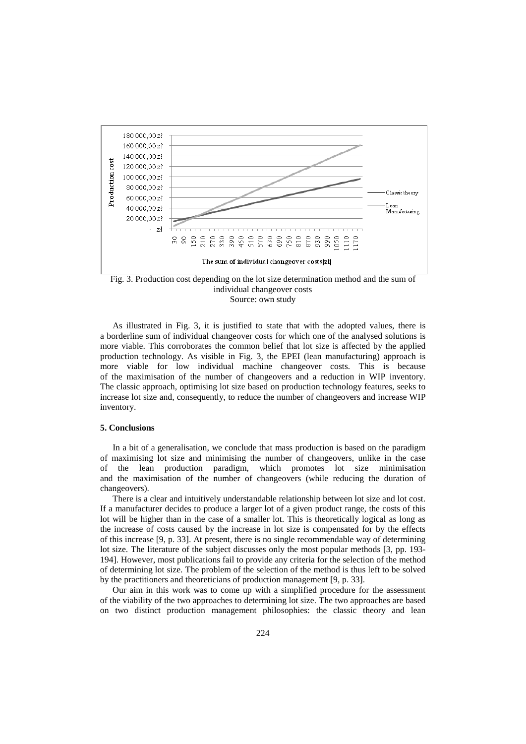Fig. 3. Production cost depending on the lot size determination method and the sum of individual changeover costs
Source: own study

As illustrated in Fig. 3, it is justified to state that with the adopted values, there is a borderline sum of individual changeover costs for which one of the analysed solutions is more viable. This corroborates the common belief that lot size is affected by the applied production technology. As visible in Fig. 3, the EPEI (lean manufacturing) approach is more viable for low individual machine changeover costs. This is because of the maximisation of the number of changeovers and a reduction in WIP inventory. The classic approach, optimising lot size based on production technology features, seeks to increase lot size and, consequently, to reduce the number of changeovers and increase WIP inventory.

## 5. Conclusions

In a bit of a generalisation, we conclude that mass production is based on the paradigm of maximising lot size and minimising the number of changeovers, unlike in the case of the lean production paradigm, which promotes lot size minimisation and the maximisation of the number of changeovers (while reducing the duration of changeovers).

There is a clear and intuitively understandable relationship between lot size and lot cost. If a manufacturer decides to produce a larger lot of a given product range, the costs of this lot will be higher than in the case of a smaller lot. This is theoretically logical as long as the increase of costs caused by the increase in lot size is compensated for by the effects of this increase [9, p. 33]. At present, there is no single recommendable way of determining lot size. The literature of the subject discusses only the most popular methods [3, pp. 193-194]. However, most publications fail to provide any criteria for the selection of the method of determining lot size. The problem of the selection of the method is thus left to be solved by the practitioners and theoreticians of production management [9, p. 33].

Our aim in this work was to come up with a simplified procedure for the assessment of the viability of the two approaches to determining lot size. The two approaches are based on two distinct production management philosophies: the classic theory and lean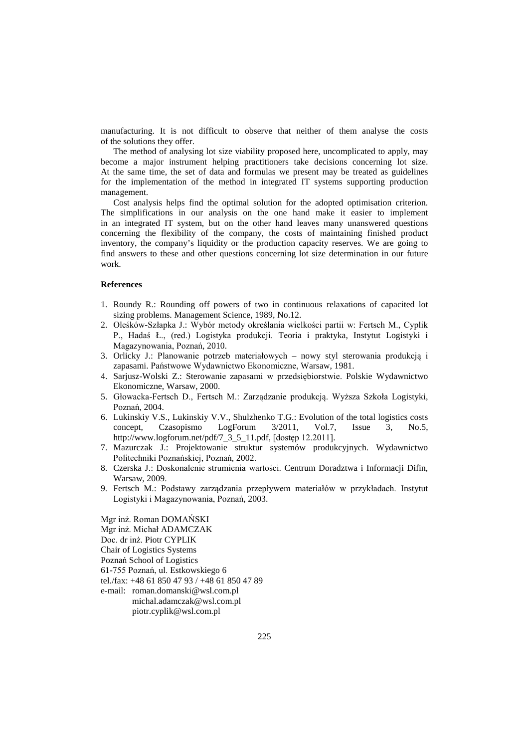manufacturing. It is not difficult to observe that neither of them analyse the costs of the solutions they offer.

The method of analysing lot size viability proposed here, uncomplicated to apply, may become a major instrument helping practitioners take decisions concerning lot size. At the same time, the set of data and formulas we present may be treated as guidelines for the implementation of the method in integrated IT systems supporting production management.

Cost analysis helps find the optimal solution for the adopted optimisation criterion. The simplifications in our analysis on the one hand make it easier to implement in an integrated IT system, but on the other hand leaves many unanswered questions concerning the flexibility of the company, the costs of maintaining finished product inventory, the company's liquidity or the production capacity reserves. We are going to find answers to these and other questions concerning lot size determination in our future work.

**References**

1. Roundy R.: Rounding off powers of two in continuous relaxations of capacited lot sizing problems. Management Science, 1989, No.12.
2. Oleśków-Szłapka J.: Wybór metody określania wielkości partii w: Fertsch M., Cyplik P., Hadaś Ł., (red.) Logistyka produkcji. Teoria i praktyka, Instytut Logistyki i Magazynowania, Poznań, 2010.
3. Orlicky J.: Planowanie potrzeb materiałowych – nowy styl sterowania produkcją i zapasami. Państwowe Wydawnictwo Ekonomiczne, Warsaw, 1981.
4. Sarjusz-Wolski Z.: Sterowanie zapasami w przedsiębiorstwie. Polskie Wydawnictwo Ekonomiczne, Warsaw, 2000.
5. Głowacka-Fertsch D., Fertsch M.: Zarządzanie produkcją. Wyższa Szkoła Logistyki, Poznań, 2004.
6. Lukinskiy V.S., Lukinskiy V.V., Shulzhenko T.G.: Evolution of the total logistics costs concept, Czasopismo LogForum 3/2011, Vol.7, Issue 3, No.5, http://www.logforum.net/pdf/7_3_5_11.pdf, [dostęp 12.2011].
7. Mazurczak J.: Projektowanie struktur systemów produkcyjnych. Wydawnictwo Politechniki Poznańskiej, Poznań, 2002.
8. Czerska J.: Doskonalenie strumienia wartości. Centrum Doradztwa i Informacji Difin, Warsaw, 2009.
9. Fertsch M.: Podstawy zarządzania przepływem materiałów w przykładach. Instytut Logistyki i Magazynowania, Poznań, 2003.

Mgr inż. Roman DOMAŃSKI
Mgr inż. Michał ADAMCZAK
Doc. dr inż. Piotr CYPLIK
Chair of Logistics Systems
Poznań School of Logistics
61-755 Poznań, ul. Estkowskiego 6
tel./fax: +48 61 850 47 93 / +48 61 850 47 89
e-mail: roman.domanski@wsl.com.pl
michal.adamczak@wsl.com.pl
piotr.cyplik@wsl.com.pl